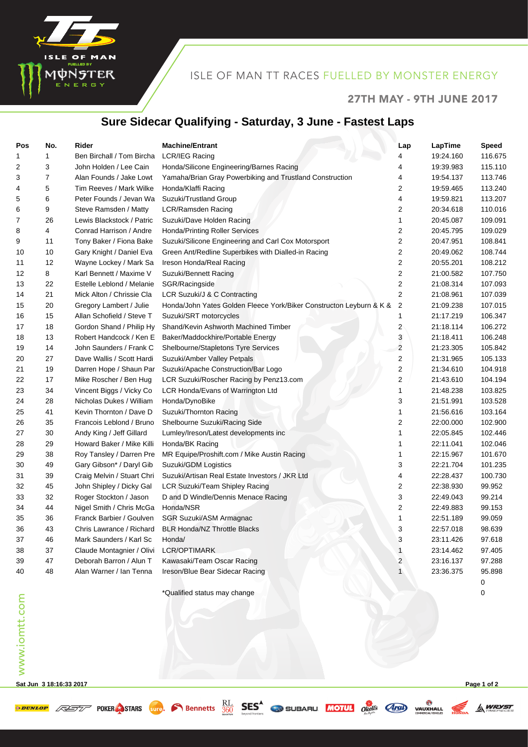ISLE OF MAN TT RACES FUELLED BY MONSTER ENERGY

27TH MAY - 9TH JUNE 2017

# Sure Sidecar Qualifying - Saturday, 3 June - Fastest Laps

| Pos | No. | Rider | Machine/Entrant | Lap | LapTime | Speed |
|---|---|---|---|---|---|---|
| 1 | 1 | Ben Birchall / Tom Bircha | LCR/IEG Racing | 4 | 19:24.160 | 116.675 |
| 2 | 3 | John Holden / Lee Cain | Honda/Silicone Engineering/Barnes Racing | 4 | 19:39.983 | 115.110 |
| 3 | 7 | Alan Founds / Jake Lowt | Yamaha/Brian Gray Powerbiking and Trustland Construction | 4 | 19:54.137 | 113.746 |
| 4 | 5 | Tim Reeves / Mark Wilke | Honda/Klaffi Racing | 2 | 19:59.465 | 113.240 |
| 5 | 6 | Peter Founds / Jevan Wa | Suzuki/Trustland Group | 4 | 19:59.821 | 113.207 |
| 6 | 9 | Steve Ramsden / Matty | LCR/Ramsden Racing | 2 | 20:34.618 | 110.016 |
| 7 | 26 | Lewis Blackstock / Patric | Suzuki/Dave Holden Racing | 1 | 20:45.087 | 109.091 |
| 8 | 4 | Conrad Harrison / Andre | Honda/Printing Roller Services | 2 | 20:45.795 | 109.029 |
| 9 | 11 | Tony Baker / Fiona Bake | Suzuki/Silicone Engineering and Carl Cox Motorsport | 2 | 20:47.951 | 108.841 |
| 10 | 10 | Gary Knight / Daniel Eva | Green Ant/Redline Superbikes with Dialled-in Racing | 2 | 20:49.062 | 108.744 |
| 11 | 12 | Wayne Lockey / Mark Sa | Ireson Honda/Real Racing | 2 | 20:55.201 | 108.212 |
| 12 | 8 | Karl Bennett / Maxime V | Suzuki/Bennett Racing | 2 | 21:00.582 | 107.750 |
| 13 | 22 | Estelle Leblond / Melanie | SGR/Racingside | 2 | 21:08.314 | 107.093 |
| 14 | 21 | Mick Alton / Chrissie Cla | LCR Suzuki/J & C Contracting | 2 | 21:08.961 | 107.039 |
| 15 | 20 | Gregory Lambert / Julie | Honda/John Yates Golden Fleece York/Biker Constructon Leyburn & K & | 2 | 21:09.238 | 107.015 |
| 16 | 15 | Allan Schofield / Steve T | Suzuki/SRT motorcycles | 1 | 21:17.219 | 106.347 |
| 17 | 18 | Gordon Shand / Philip Hy | Shand/Kevin Ashworth Machined Timber | 2 | 21:18.114 | 106.272 |
| 18 | 13 | Robert Handcock / Ken E | Baker/Maddockhire/Portable Energy | 3 | 21:18.411 | 106.248 |
| 19 | 14 | John Saunders / Frank C | Shelbourne/Stapletons Tyre Services | 2 | 21:23.305 | 105.842 |
| 20 | 27 | Dave Wallis / Scott Hardi | Suzuki/Amber Valley Petpals | 2 | 21:31.965 | 105.133 |
| 21 | 19 | Darren Hope / Shaun Par | Suzuki/Apache Construction/Bar Logo | 2 | 21:34.610 | 104.918 |
| 22 | 17 | Mike Roscher / Ben Hug | LCR Suzuki/Roscher Racing by Penz13.com | 2 | 21:43.610 | 104.194 |
| 23 | 34 | Vincent Biggs / Vicky Co | LCR Honda/Evans of Warrington Ltd | 1 | 21:48.238 | 103.825 |
| 24 | 28 | Nicholas Dukes / William | Honda/DynoBike | 3 | 21:51.991 | 103.528 |
| 25 | 41 | Kevin Thornton / Dave D | Suzuki/Thornton Racing | 1 | 21:56.616 | 103.164 |
| 26 | 35 | Francois Leblond / Bruno | Shelbourne Suzuki/Racing Side | 2 | 22:00.000 | 102.900 |
| 27 | 30 | Andy King / Jeff Gillard | Lumley/Ireson/Latest developments inc | 1 | 22:05.845 | 102.446 |
| 28 | 29 | Howard Baker / Mike Killi | Honda/BK Racing | 1 | 22:11.041 | 102.046 |
| 29 | 38 | Roy Tansley / Darren Pre | MR Equipe/Proshift.com / Mike Austin Racing | 1 | 22:15.967 | 101.670 |
| 30 | 49 | Gary Gibson* / Daryl Gib | Suzuki/GDM Logistics | 3 | 22:21.704 | 101.235 |
| 31 | 39 | Craig Melvin / Stuart Chri | Suzuki/Artisan Real Estate Investors / JKR Ltd | 4 | 22:28.437 | 100.730 |
| 32 | 45 | John Shipley / Dicky Gal | LCR Suzuki/Team Shipley Racing | 2 | 22:38.930 | 99.952 |
| 33 | 32 | Roger Stockton / Jason | D and D Windle/Dennis Menace Racing | 3 | 22:49.043 | 99.214 |
| 34 | 44 | Nigel Smith / Chris McGa | Honda/NSR | 2 | 22:49.883 | 99.153 |
| 35 | 36 | Franck Barbier / Goulven | SGR Suzuki/ASM Armagnac | 1 | 22:51.189 | 99.059 |
| 36 | 43 | Chris Lawrance / Richard | BLR Honda/NZ Throttle Blacks | 3 | 22:57.018 | 98.639 |
| 37 | 46 | Mark Saunders / Karl Sc | Honda/ | 3 | 23:11.426 | 97.618 |
| 38 | 37 | Claude Montagnier / Olivi | LCR/OPTIMARK | 1 | 23:14.462 | 97.405 |
| 39 | 47 | Deborah Barron / Alun T | Kawasaki/Team Oscar Racing | 2 | 23:16.137 | 97.288 |
| 40 | 48 | Alan Warner / Ian Tenna | Ireson/Blue Bear Sidecar Racing | 1 | 23:36.375 | 95.898 |
| | | | | | | 0 |
| | | | *Qualified status may change | | | 0 |

Sat Jun 3 18:16:33 2017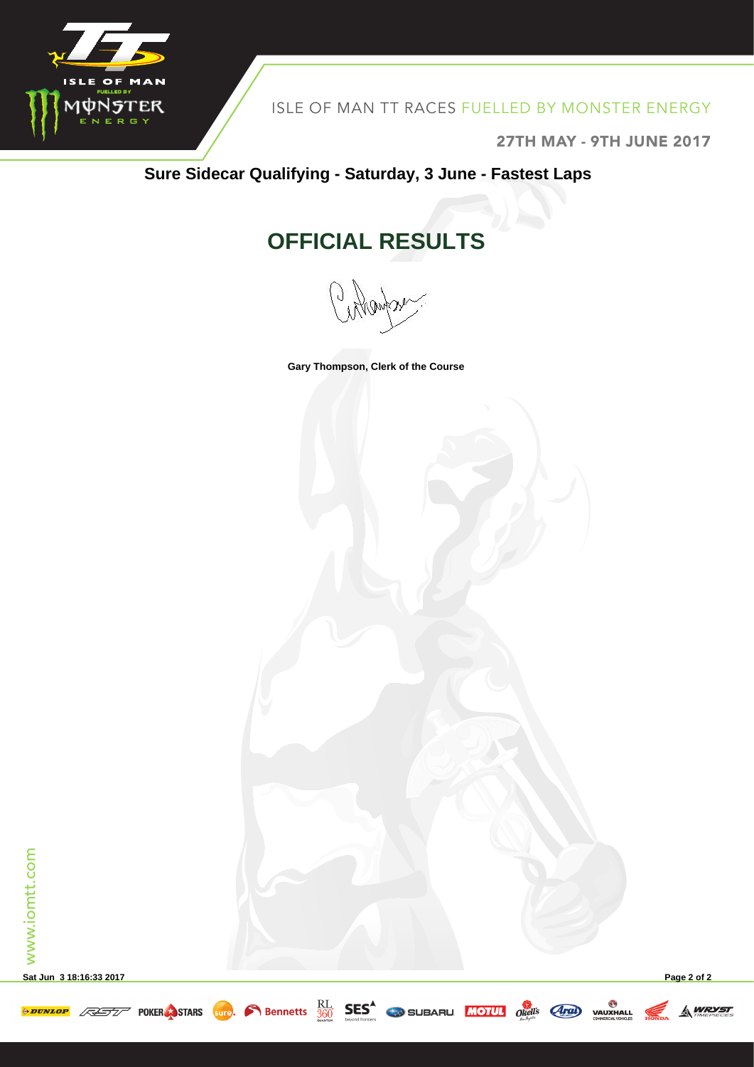## Sure Sidecar Qualifying - Saturday, 3 June - Fastest Laps

# OFFICIAL RESULTS

**Gary Thompson, Clerk of the Course**

**Sat Jun 3 18:16:33 2017**